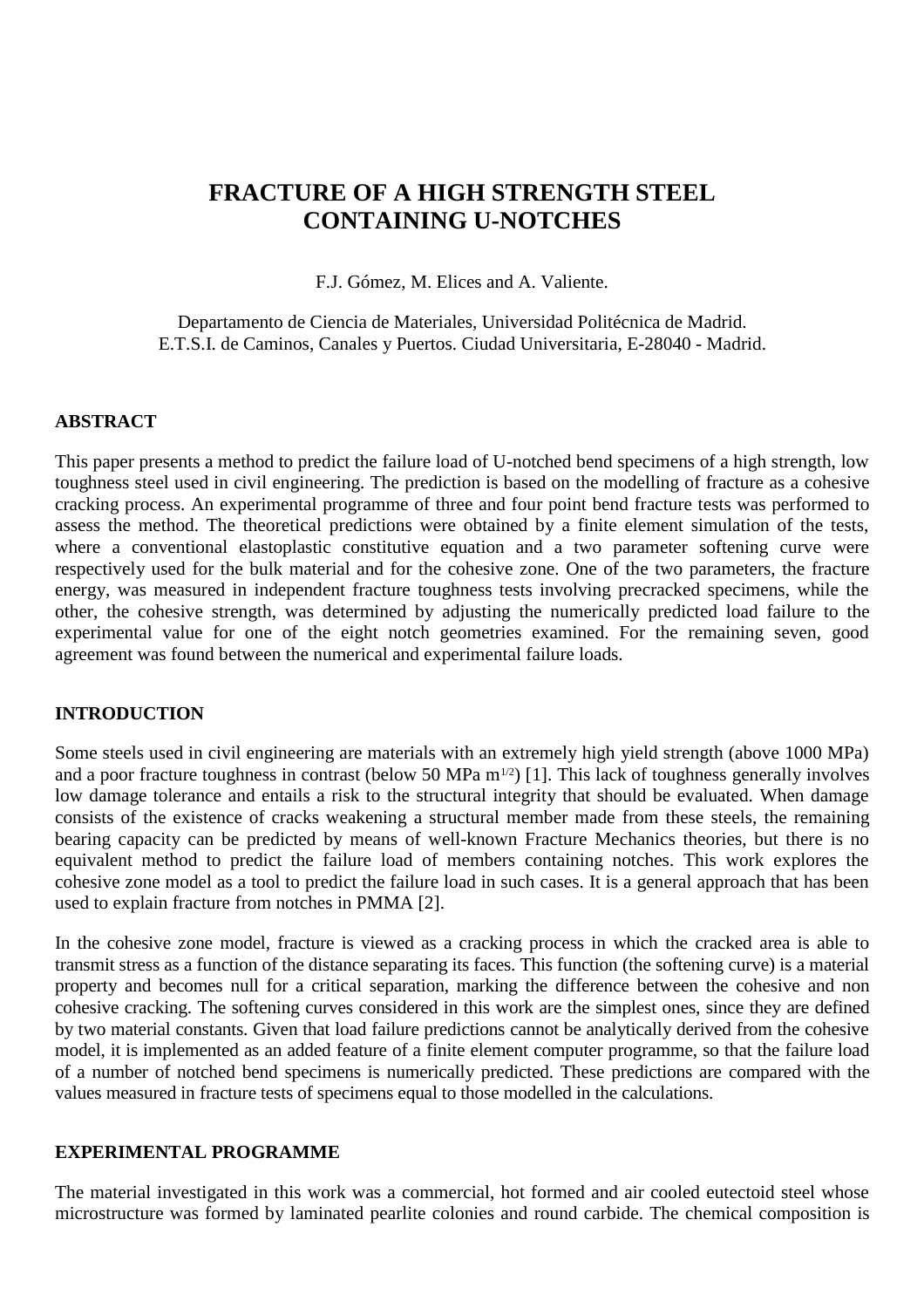# FRACTURE OF A HIGH STRENGTH STEEL CONTAINING U-NOTCHES

F.J. Gómez, M. Elices and A. Valiente.

Departamento de Ciencia de Materiales, Universidad Politécnica de Madrid.
E.T.S.I. de Caminos, Canales y Puertos. Ciudad Universitaria, E-28040 - Madrid.

## ABSTRACT

This paper presents a method to predict the failure load of U-notched bend specimens of a high strength, low toughness steel used in civil engineering. The prediction is based on the modelling of fracture as a cohesive cracking process. An experimental programme of three and four point bend fracture tests was performed to assess the method. The theoretical predictions were obtained by a finite element simulation of the tests, where a conventional elastoplastic constitutive equation and a two parameter softening curve were respectively used for the bulk material and for the cohesive zone. One of the two parameters, the fracture energy, was measured in independent fracture toughness tests involving precracked specimens, while the other, the cohesive strength, was determined by adjusting the numerically predicted load failure to the experimental value for one of the eight notch geometries examined. For the remaining seven, good agreement was found between the numerical and experimental failure loads.

## INTRODUCTION

Some steels used in civil engineering are materials with an extremely high yield strength (above 1000 MPa) and a poor fracture toughness in contrast (below 50 MPa $m^{1/2}$) [1]. This lack of toughness generally involves low damage tolerance and entails a risk to the structural integrity that should be evaluated. When damage consists of the existence of cracks weakening a structural member made from these steels, the remaining bearing capacity can be predicted by means of well-known Fracture Mechanics theories, but there is no equivalent method to predict the failure load of members containing notches. This work explores the cohesive zone model as a tool to predict the failure load in such cases. It is a general approach that has been used to explain fracture from notches in PMMA [2].

In the cohesive zone model, fracture is viewed as a cracking process in which the cracked area is able to transmit stress as a function of the distance separating its faces. This function (the softening curve) is a material property and becomes null for a critical separation, marking the difference between the cohesive and non cohesive cracking. The softening curves considered in this work are the simplest ones, since they are defined by two material constants. Given that load failure predictions cannot be analytically derived from the cohesive model, it is implemented as an added feature of a finite element computer programme, so that the failure load of a number of notched bend specimens is numerically predicted. These predictions are compared with the values measured in fracture tests of specimens equal to those modelled in the calculations.

## EXPERIMENTAL PROGRAMME

The material investigated in this work was a commercial, hot formed and air cooled eutectoid steel whose microstructure was formed by laminated pearlite colonies and round carbide. The chemical composition is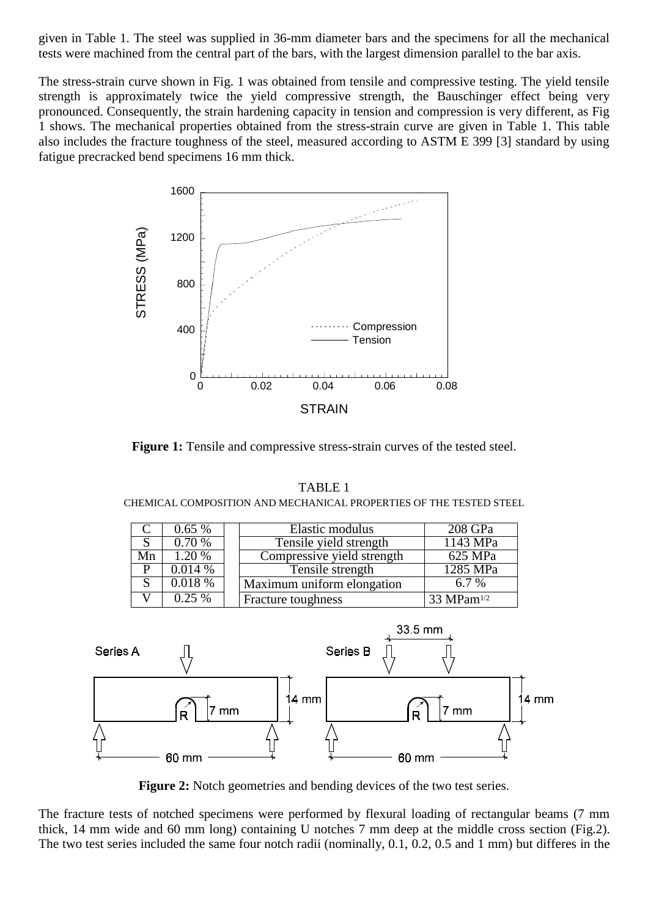given in Table 1. The steel was supplied in 36-mm diameter bars and the specimens for all the mechanical tests were machined from the central part of the bars, with the largest dimension parallel to the bar axis.

The stress-strain curve shown in Fig. 1 was obtained from tensile and compressive testing. The yield tensile strength is approximately twice the yield compressive strength, the Bauschinger effect being very pronounced. Consequently, the strain hardening capacity in tension and compression is very different, as Fig 1 shows. The mechanical properties obtained from the stress-strain curve are given in Table 1. This table also includes the fracture toughness of the steel, measured according to ASTM E 399 [3] standard by using fatigue precracked bend specimens 16 mm thick.

**Figure 1:** Tensile and compressive stress-strain curves of the tested steel.

TABLE 1
CHEMICAL COMPOSITION AND MECHANICAL PROPERTIES OF THE TESTED STEEL

| | | | | |
|---|---|---|---|---|
| C | 0.65 % | | Elastic modulus | 208 GPa |
| S | 0.70 % | | Tensile yield strength | 1143 MPa |
| Mn | 1.20 % | | Compressive yield strength | 625 MPa |
| P | 0.014 % | | Tensile strength | 1285 MPa |
| S | 0.018 % | | Maximum uniform elongation | 6.7 % |
| V | 0.25 % | | Fracture toughness | 33 $MPam^{1/2}$ |

**Figure 2:** Notch geometries and bending devices of the two test series.

The fracture tests of notched specimens were performed by flexural loading of rectangular beams (7 mm thick, 14 mm wide and 60 mm long) containing U notches 7 mm deep at the middle cross section (Fig.2). The two test series included the same four notch radii (nominally, 0.1, 0.2, 0.5 and 1 mm) but differes in the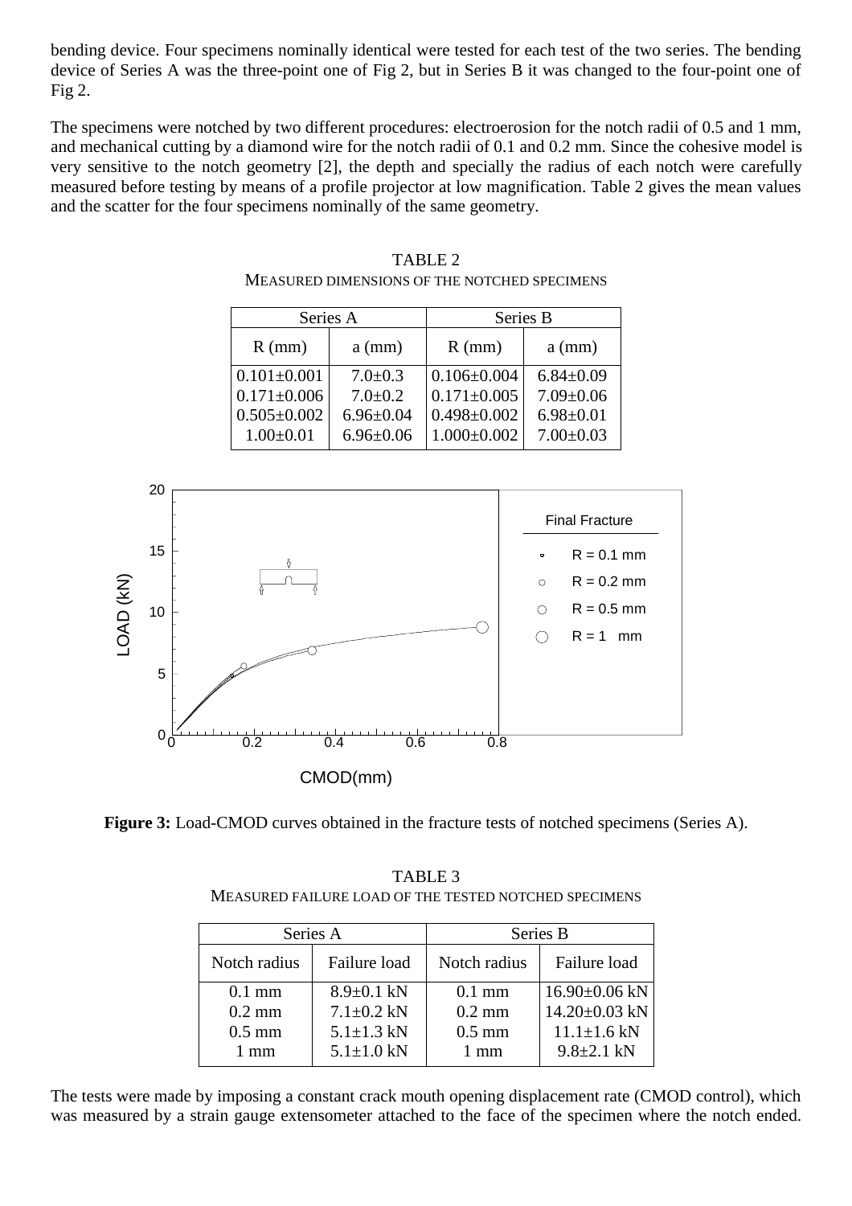bending device. Four specimens nominally identical were tested for each test of the two series. The bending device of Series A was the three-point one of Fig 2, but in Series B it was changed to the four-point one of Fig 2.

The specimens were notched by two different procedures: electroerosion for the notch radii of 0.5 and 1 mm, and mechanical cutting by a diamond wire for the notch radii of 0.1 and 0.2 mm. Since the cohesive model is very sensitive to the notch geometry [2], the depth and specially the radius of each notch were carefully measured before testing by means of a profile projector at low magnification. Table 2 gives the mean values and the scatter for the four specimens nominally of the same geometry.

TABLE 2
MEASURED DIMENSIONS OF THE NOTCHED SPECIMENS

| Series A | | Series B | |
|---|---|---|---|
| R (mm) | a (mm) | R (mm) | a (mm) |
| 0.101±0.001 | 7.0±0.3 | 0.106±0.004 | 6.84±0.09 |
| 0.171±0.006 | 7.0±0.2 | 0.171±0.005 | 7.09±0.06 |
| 0.505±0.002 | 6.96±0.04 | 0.498±0.002 | 6.98±0.01 |
| 1.00±0.01 | 6.96±0.06 | 1.000±0.002 | 7.00±0.03 |

**Figure 3:** Load-CMOD curves obtained in the fracture tests of notched specimens (Series A).

TABLE 3
MEASURED FAILURE LOAD OF THE TESTED NOTCHED SPECIMENS

| Series A | | Series B | |
|---|---|---|---|
| Notch radius | Failure load | Notch radius | Failure load |
| 0.1 mm | 8.9±0.1 kN | 0.1 mm | 16.90±0.06 kN |
| 0.2 mm | 7.1±0.2 kN | 0.2 mm | 14.20±0.03 kN |
| 0.5 mm | 5.1±1.3 kN | 0.5 mm | 11.1±1.6 kN |
| 1 mm | 5.1±1.0 kN | 1 mm | 9.8±2.1 kN |

The tests were made by imposing a constant crack mouth opening displacement rate (CMOD control), which was measured by a strain gauge extensometer attached to the face of the specimen where the notch ended.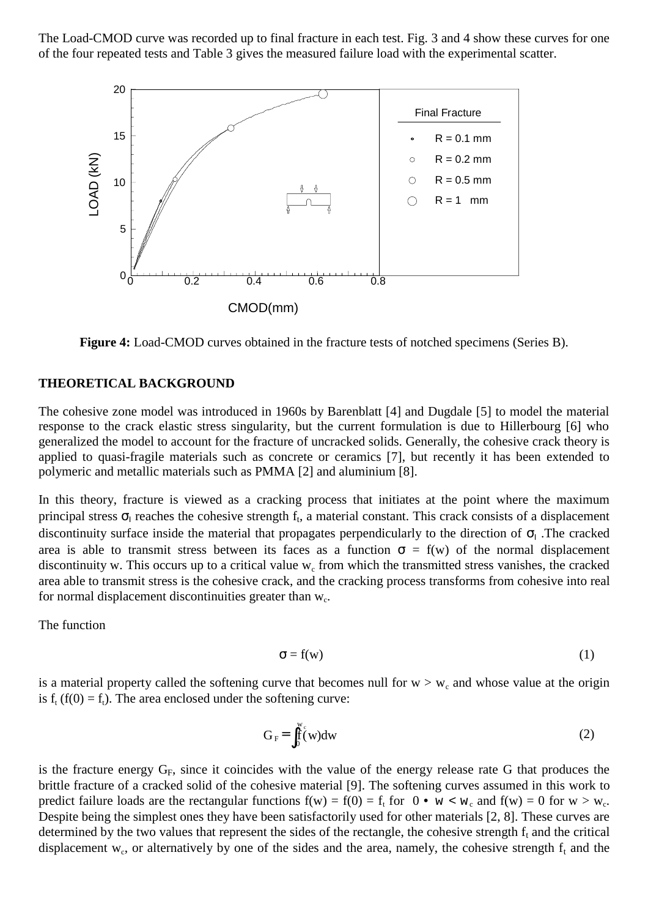The Load-CMOD curve was recorded up to final fracture in each test. Fig. 3 and 4 show these curves for one of the four repeated tests and Table 3 gives the measured failure load with the experimental scatter.

**Figure 4:** Load-CMOD curves obtained in the fracture tests of notched specimens (Series B).

## THEORETICAL BACKGROUND

The cohesive zone model was introduced in 1960s by Barenblatt [4] and Dugdale [5] to model the material response to the crack elastic stress singularity, but the current formulation is due to Hillerbourg [6] who generalized the model to account for the fracture of uncracked solids. Generally, the cohesive crack theory is applied to quasi-fragile materials such as concrete or ceramics [7], but recently it has been extended to polymeric and metallic materials such as PMMA [2] and aluminium [8].

In this theory, fracture is viewed as a cracking process that initiates at the point where the maximum principal stress $\sigma_I$ reaches the cohesive strength $f_t$, a material constant. This crack consists of a displacement discontinuity surface inside the material that propagates perpendicularly to the direction of $\sigma_I$. The cracked area is able to transmit stress between its faces as a function $\sigma = f(w)$ of the normal displacement discontinuity w. This occurs up to a critical value $w_c$ from which the transmitted stress vanishes, the cracked area able to transmit stress is the cohesive crack, and the cracking process transforms from cohesive into real for normal displacement discontinuities greater than $w_c$.

The function

$$\sigma = f(w) \tag{1}$$

is a material property called the softening curve that becomes null for $w > w_c$ and whose value at the origin is $f_t$ ($f(0) = f_t$). The area enclosed under the softening curve:

$$G_F = \int_0^{w_c} f(w)dw \tag{2}$$

is the fracture energy $G_F$, since it coincides with the value of the energy release rate G that produces the brittle fracture of a cracked solid of the cohesive material [9]. The softening curves assumed in this work to predict failure loads are the rectangular functions $f(w) = f(0) = f_t$ for $0 \leq w < w_c$ and $f(w) = 0$ for $w > w_c$. Despite being the simplest ones they have been satisfactorily used for other materials [2, 8]. These curves are determined by the two values that represent the sides of the rectangle, the cohesive strength $f_t$ and the critical displacement $w_c$, or alternatively by one of the sides and the area, namely, the cohesive strength $f_t$ and the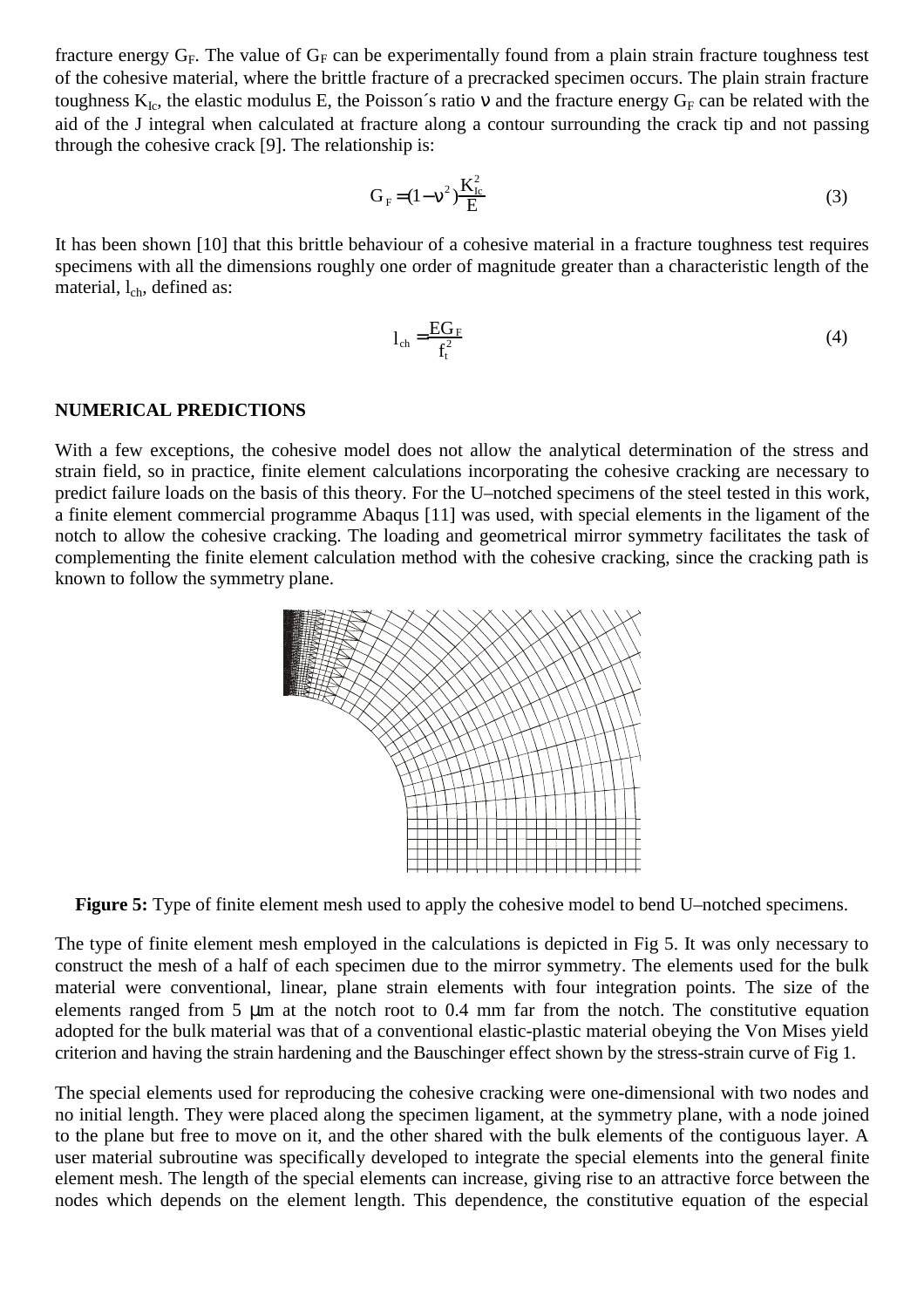fracture energy $G_F$. The value of $G_F$ can be experimentally found from a plain strain fracture toughness test of the cohesive material, where the brittle fracture of a precracked specimen occurs. The plain strain fracture toughness $K_{Ic}$, the elastic modulus E, the Poisson´s ratio $\nu$ and the fracture energy $G_F$ can be related with the aid of the J integral when calculated at fracture along a contour surrounding the crack tip and not passing through the cohesive crack [9]. The relationship is:

$$G_F = (1-\nu^2)\frac{K_{Ic}^2}{E} \tag{3}$$

It has been shown [10] that this brittle behaviour of a cohesive material in a fracture toughness test requires specimens with all the dimensions roughly one order of magnitude greater than a characteristic length of the material, $l_{ch}$, defined as:

$$l_{ch} = \frac{EG_F}{f_t^2} \tag{4}$$

## NUMERICAL PREDICTIONS

With a few exceptions, the cohesive model does not allow the analytical determination of the stress and strain field, so in practice, finite element calculations incorporating the cohesive cracking are necessary to predict failure loads on the basis of this theory. For the U–notched specimens of the steel tested in this work, a finite element commercial programme Abaqus [11] was used, with special elements in the ligament of the notch to allow the cohesive cracking. The loading and geometrical mirror symmetry facilitates the task of complementing the finite element calculation method with the cohesive cracking, since the cracking path is known to follow the symmetry plane.

**Figure 5:** Type of finite element mesh used to apply the cohesive model to bend U–notched specimens.

The type of finite element mesh employed in the calculations is depicted in Fig 5. It was only necessary to construct the mesh of a half of each specimen due to the mirror symmetry. The elements used for the bulk material were conventional, linear, plane strain elements with four integration points. The size of the elements ranged from 5 μm at the notch root to 0.4 mm far from the notch. The constitutive equation adopted for the bulk material was that of a conventional elastic-plastic material obeying the Von Mises yield criterion and having the strain hardening and the Bauschinger effect shown by the stress-strain curve of Fig 1.

The special elements used for reproducing the cohesive cracking were one-dimensional with two nodes and no initial length. They were placed along the specimen ligament, at the symmetry plane, with a node joined to the plane but free to move on it, and the other shared with the bulk elements of the contiguous layer. A user material subroutine was specifically developed to integrate the special elements into the general finite element mesh. The length of the special elements can increase, giving rise to an attractive force between the nodes which depends on the element length. This dependence, the constitutive equation of the especial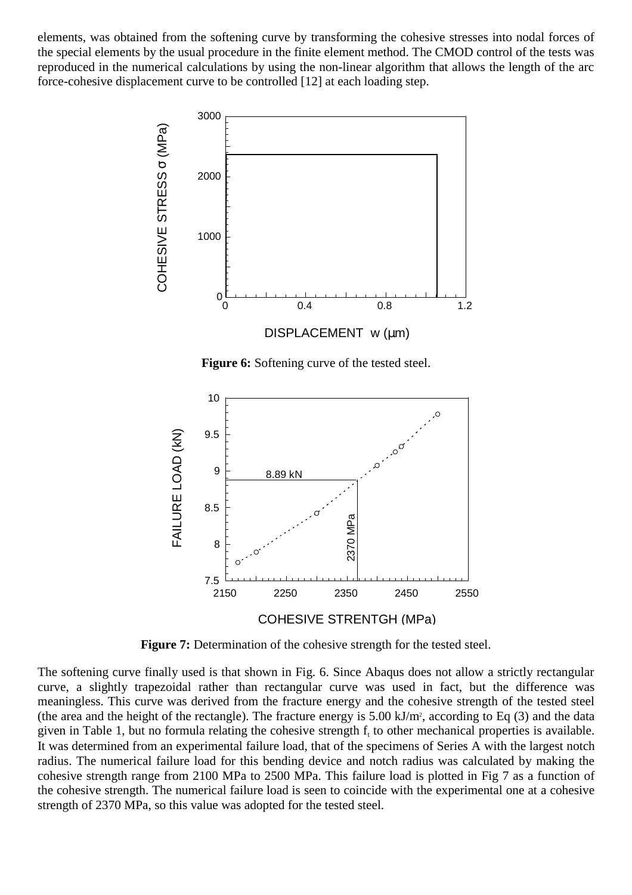elements, was obtained from the softening curve by transforming the cohesive stresses into nodal forces of the special elements by the usual procedure in the finite element method. The CMOD control of the tests was reproduced in the numerical calculations by using the non-linear algorithm that allows the length of the arc force-cohesive displacement curve to be controlled [12] at each loading step.

**Figure 6:** Softening curve of the tested steel.

**Figure 7:** Determination of the cohesive strength for the tested steel.

The softening curve finally used is that shown in Fig. 6. Since Abaqus does not allow a strictly rectangular curve, a slightly trapezoidal rather than rectangular curve was used in fact, but the difference was meaningless. This curve was derived from the fracture energy and the cohesive strength of the tested steel (the area and the height of the rectangle). The fracture energy is 5.00 kJ/m$^2$, according to Eq (3) and the data given in Table 1, but no formula relating the cohesive strength $f_t$ to other mechanical properties is available. It was determined from an experimental failure load, that of the specimens of Series A with the largest notch radius. The numerical failure load for this bending device and notch radius was calculated by making the cohesive strength range from 2100 MPa to 2500 MPa. This failure load is plotted in Fig 7 as a function of the cohesive strength. The numerical failure load is seen to coincide with the experimental one at a cohesive strength of 2370 MPa, so this value was adopted for the tested steel.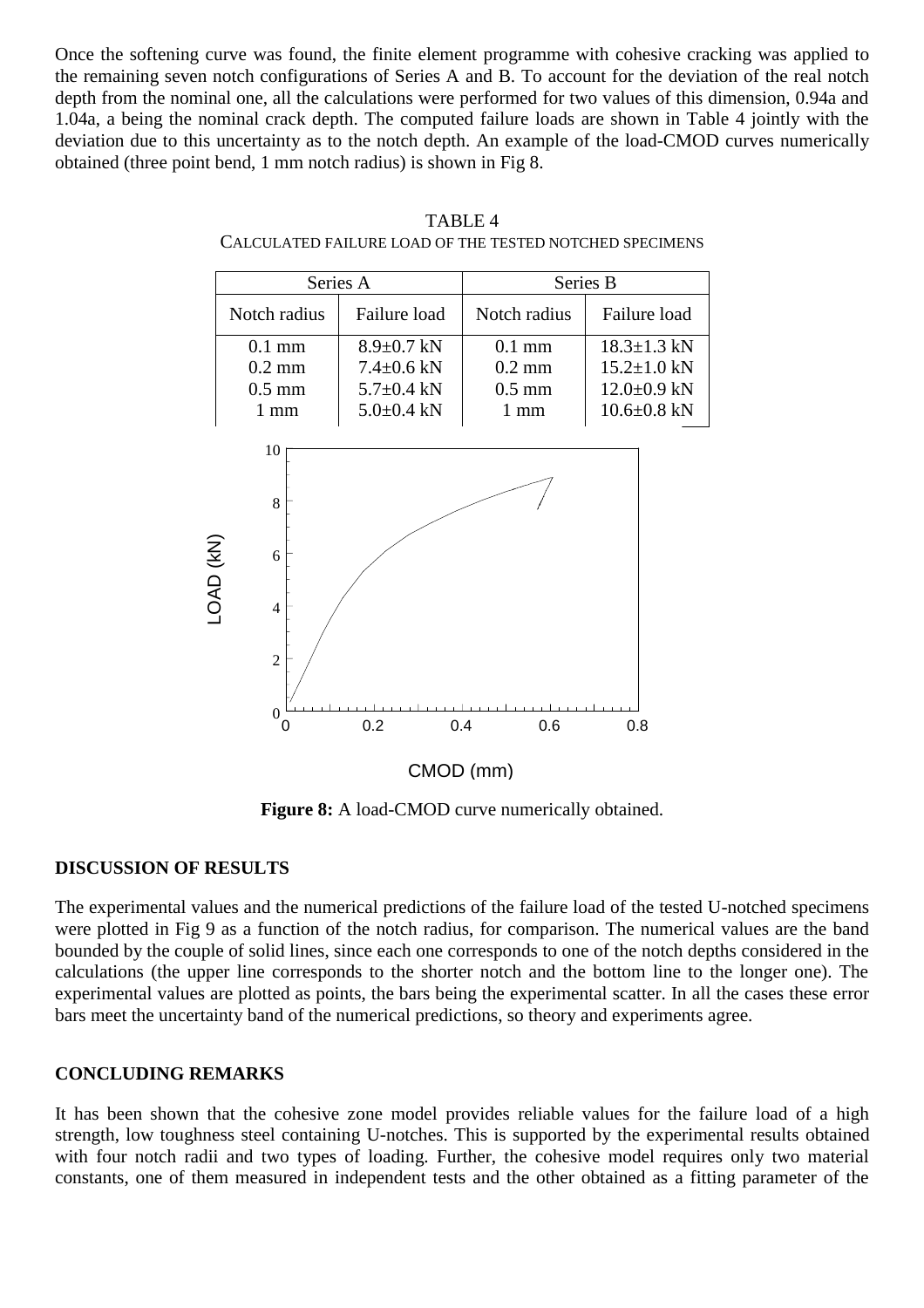Once the softening curve was found, the finite element programme with cohesive cracking was applied to the remaining seven notch configurations of Series A and B. To account for the deviation of the real notch depth from the nominal one, all the calculations were performed for two values of this dimension, 0.94a and 1.04a, a being the nominal crack depth. The computed failure loads are shown in Table 4 jointly with the deviation due to this uncertainty as to the notch depth. An example of the load-CMOD curves numerically obtained (three point bend, 1 mm notch radius) is shown in Fig 8.

TABLE 4
CALCULATED FAILURE LOAD OF THE TESTED NOTCHED SPECIMENS

| Series A | | Series B | |
|---|---|---|---|
| Notch radius | Failure load | Notch radius | Failure load |
| 0.1 mm | 8.9±0.7 kN | 0.1 mm | 18.3±1.3 kN |
| 0.2 mm | 7.4±0.6 kN | 0.2 mm | 15.2±1.0 kN |
| 0.5 mm | 5.7±0.4 kN | 0.5 mm | 12.0±0.9 kN |
| 1 mm | 5.0±0.4 kN | 1 mm | 10.6±0.8 kN |

**Figure 8:** A load-CMOD curve numerically obtained.

## DISCUSSION OF RESULTS

The experimental values and the numerical predictions of the failure load of the tested U-notched specimens were plotted in Fig 9 as a function of the notch radius, for comparison. The numerical values are the band bounded by the couple of solid lines, since each one corresponds to one of the notch depths considered in the calculations (the upper line corresponds to the shorter notch and the bottom line to the longer one). The experimental values are plotted as points, the bars being the experimental scatter. In all the cases these error bars meet the uncertainty band of the numerical predictions, so theory and experiments agree.

## CONCLUDING REMARKS

It has been shown that the cohesive zone model provides reliable values for the failure load of a high strength, low toughness steel containing U-notches. This is supported by the experimental results obtained with four notch radii and two types of loading. Further, the cohesive model requires only two material constants, one of them measured in independent tests and the other obtained as a fitting parameter of the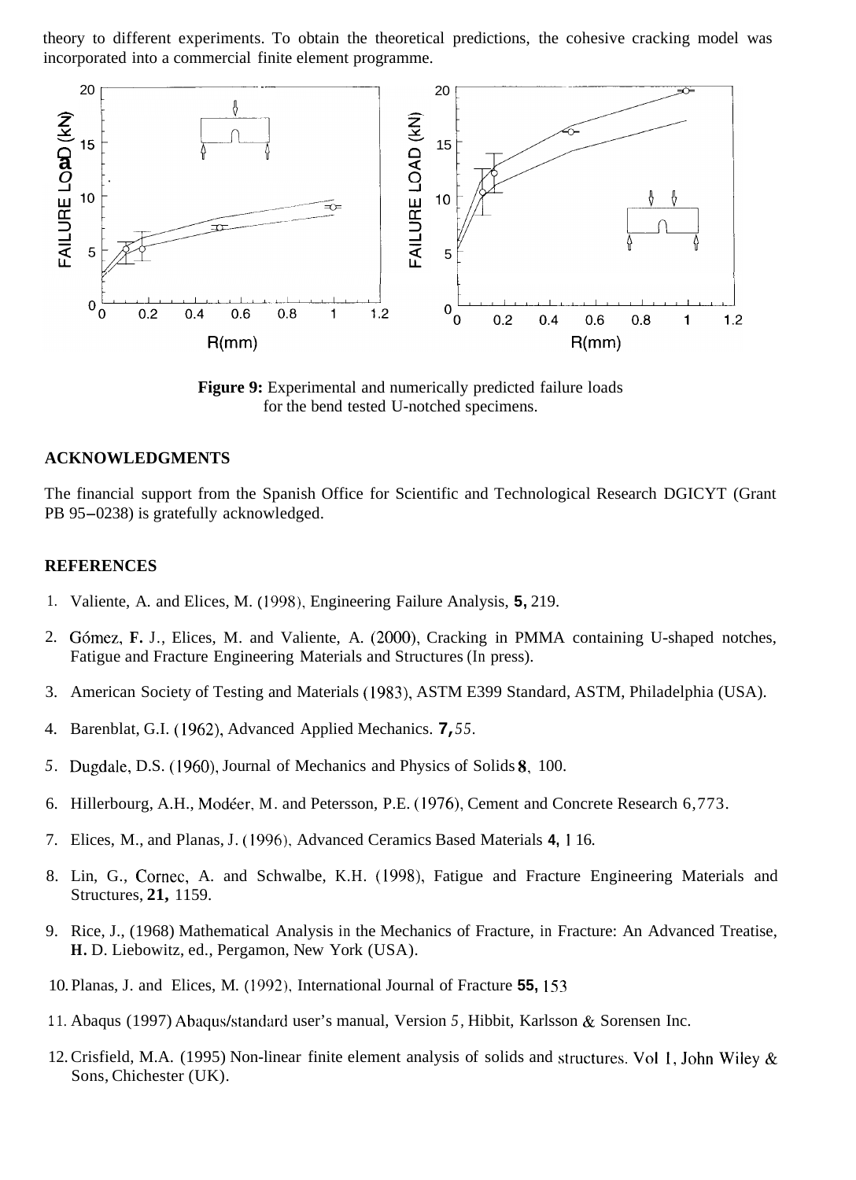theory to different experiments. To obtain the theoretical predictions, the cohesive cracking model was incorporated into a commercial finite element programme.

FAILURE LOAD (kN)

20
15
10
5
0

0 0.2 0.4 0.6 0.8 1 1.2

R(mm)

FAILURE LOAD (kN)

20
15
10
5
0

0 0.2 0.4 0.6 0.8 1 1.2

R(mm)

**Figure 9:** Experimental and numerically predicted failure loads for the bend tested U-notched specimens.

## ACKNOWLEDGMENTS

The financial support from the Spanish Office for Scientific and Technological Research DGICYT (Grant PB 95–0238) is gratefully acknowledged.

## REFERENCES

1. Valiente, A. and Elices, M. (1998), Engineering Failure Analysis, **5,** 219.
2. Gómez, **F.** J., Elices, M. and Valiente, A. (2000), Cracking in PMMA containing U-shaped notches, Fatigue and Fracture Engineering Materials and Structures (In press).
3. American Society of Testing and Materials (1983), ASTM E399 Standard, ASTM, Philadelphia (USA).
4. Barenblat, G.I. (1962), Advanced Applied Mechanics. **7,** 55.
5. Dugdale, D.S. (1960), Journal of Mechanics and Physics of Solids **8**, 100.
6. Hillerbourg, A.H., Modéer, M. and Petersson, P.E. (1976), Cement and Concrete Research 6,773.
7. Elices, M., and Planas, J. (1996), Advanced Ceramics Based Materials **4,** 116.
8. Lin, G., Cornec, A. and Schwalbe, K.H. (1998), Fatigue and Fracture Engineering Materials and Structures, **21,** 1159.
9. Rice, J., (1968) Mathematical Analysis in the Mechanics of Fracture, in Fracture: An Advanced Treatise, **H.** D. Liebowitz, ed., Pergamon, New York (USA).
10. Planas, J. and Elices, M. (1992), International Journal of Fracture **55,** 153
11. Abaqus (1997) Abaqus/standard user's manual, Version 5, Hibbit, Karlsson & Sorensen Inc.
12. Crisfield, M.A. (1995) Non-linear finite element analysis of solids and structures. Vol 1, John Wiley & Sons, Chichester (UK).